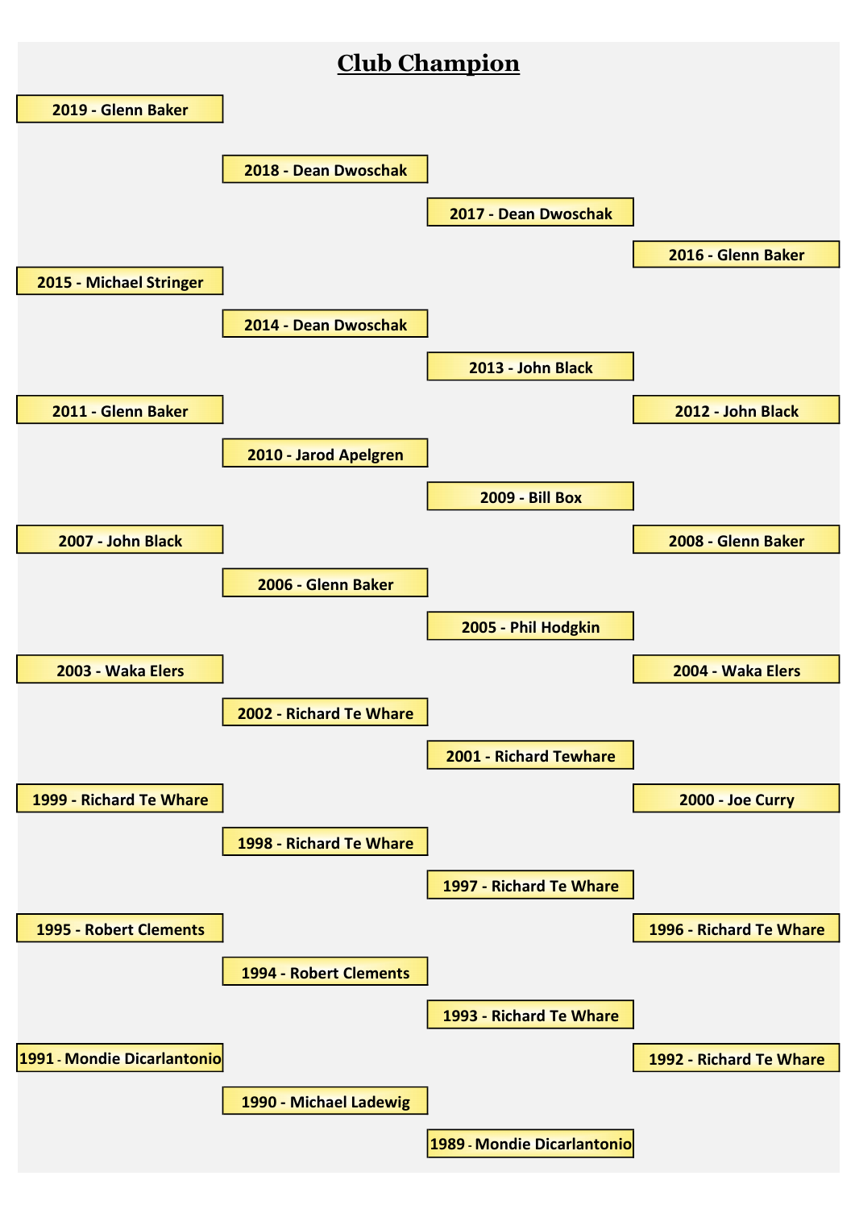# Club Champion

2019 - Glenn Baker

2018 - Dean Dwoschak

2017 - Dean Dwoschak

2016 - Glenn Baker

2015 - Michael Stringer

2014 - Dean Dwoschak

2013 - John Black

2012 - John Black

2011 - Glenn Baker

2010 - Jarod Apelgren

2009 - Bill Box

2008 - Glenn Baker

2007 - John Black

2006 - Glenn Baker

2005 - Phil Hodgkin

2004 - Waka Elers

2003 - Waka Elers

2002 - Richard Te Whare

2001 - Richard Tewhare

2000 - Joe Curry

1999 - Richard Te Whare

1998 - Richard Te Whare

1997 - Richard Te Whare

1996 - Richard Te Whare

1995 - Robert Clements

1994 - Robert Clements

1993 - Richard Te Whare

1992 - Richard Te Whare

1991 - Mondie Dicarlantonio

1990 - Michael Ladewig

1989 - Mondie Dicarlantonio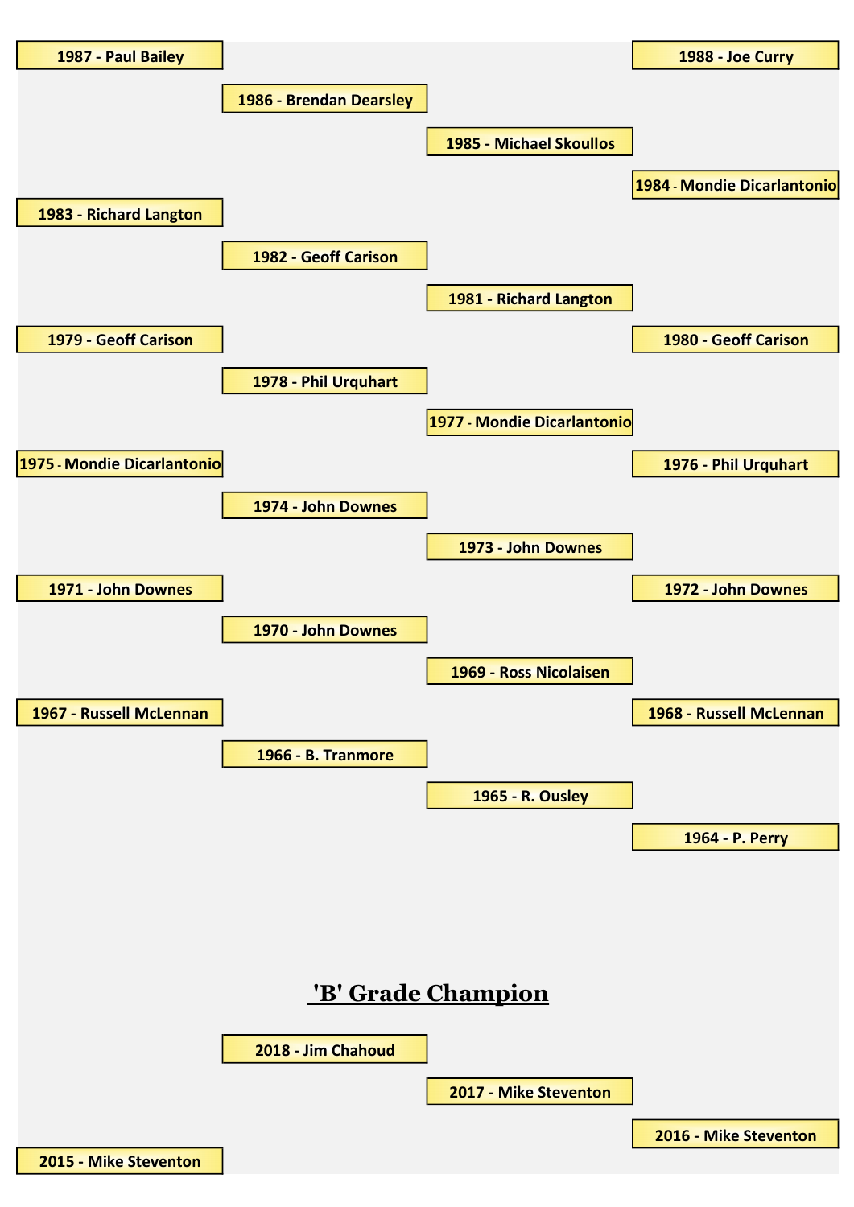1987 - Paul Bailey

1988 - Joe Curry

1986 - Brendan Dearsley

1985 - Michael Skoullos

1984 - Mondie Dicarlantonio

1983 - Richard Langton

1982 - Geoff Carison

1981 - Richard Langton

1979 - Geoff Carison

1980 - Geoff Carison

1978 - Phil Urquhart

1977 - Mondie Dicarlantonio

1975 - Mondie Dicarlantonio

1976 - Phil Urquhart

1974 - John Downes

1973 - John Downes

1971 - John Downes

1972 - John Downes

1970 - John Downes

1969 - Ross Nicolaisen

1967 - Russell McLennan

1968 - Russell McLennan

1966 - B. Tranmore

1965 - R. Ousley

1964 - P. Perry

## 'B' Grade Champion

2018 - Jim Chahoud

2017 - Mike Steventon

2016 - Mike Steventon

2015 - Mike Steventon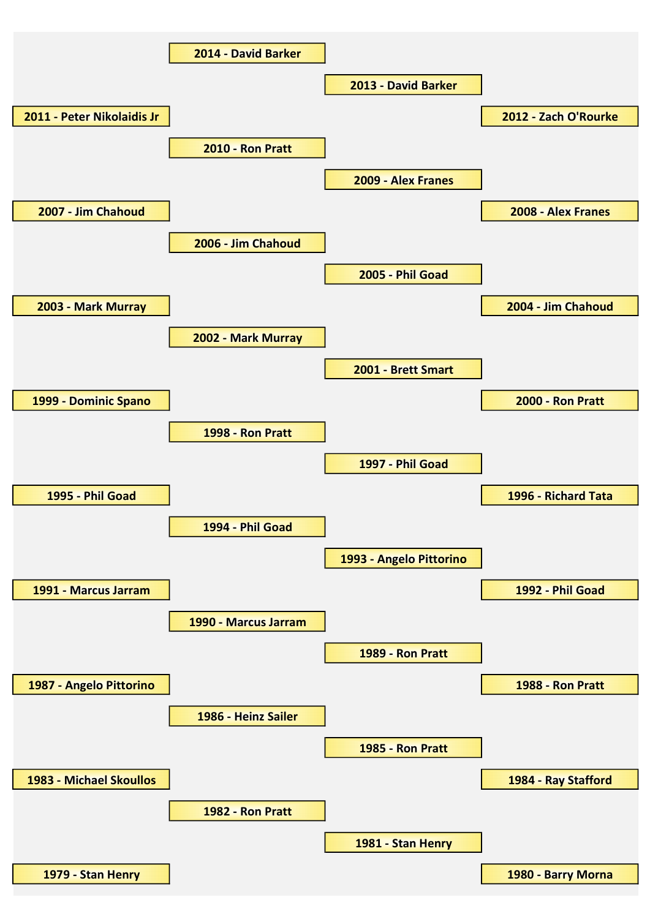2014 - David Barker

2013 - David Barker

2011 - Peter Nikolaidis Jr

2012 - Zach O'Rourke

2010 - Ron Pratt

2009 - Alex Franes

2007 - Jim Chahoud

2008 - Alex Franes

2006 - Jim Chahoud

2005 - Phil Goad

2003 - Mark Murray

2004 - Jim Chahoud

2002 - Mark Murray

2001 - Brett Smart

1999 - Dominic Spano

2000 - Ron Pratt

1998 - Ron Pratt

1997 - Phil Goad

1995 - Phil Goad

1996 - Richard Tata

1994 - Phil Goad

1993 - Angelo Pittorino

1991 - Marcus Jarram

1992 - Phil Goad

1990 - Marcus Jarram

1989 - Ron Pratt

1987 - Angelo Pittorino

1988 - Ron Pratt

1986 - Heinz Sailer

1985 - Ron Pratt

1983 - Michael Skoullos

1984 - Ray Stafford

1982 - Ron Pratt

1981 - Stan Henry

1979 - Stan Henry

1980 - Barry Morna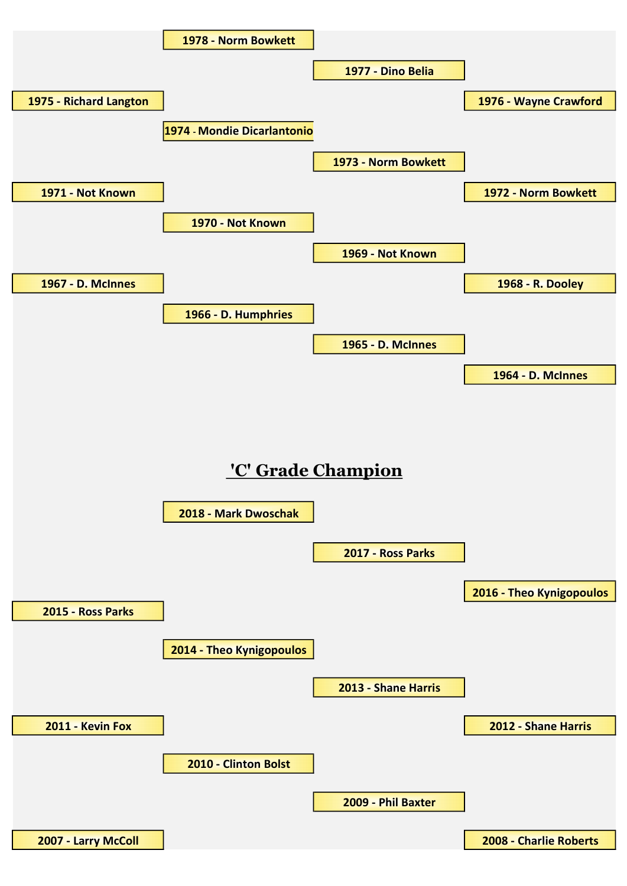1978 - Norm Bowkett

1977 - Dino Belia

1975 - Richard Langton

1976 - Wayne Crawford

1974 - Mondie Dicarlantonio

1973 - Norm Bowkett

1971 - Not Known

1972 - Norm Bowkett

1970 - Not Known

1969 - Not Known

1967 - D. McInnes

1968 - R. Dooley

1966 - D. Humphries

1965 - D. McInnes

1964 - D. McInnes

## 'C' Grade Champion

2018 - Mark Dwoschak

2017 - Ross Parks

2016 - Theo Kynigopoulos

2015 - Ross Parks

2014 - Theo Kynigopoulos

2013 - Shane Harris

2011 - Kevin Fox

2012 - Shane Harris

2010 - Clinton Bolst

2009 - Phil Baxter

2007 - Larry McColl

2008 - Charlie Roberts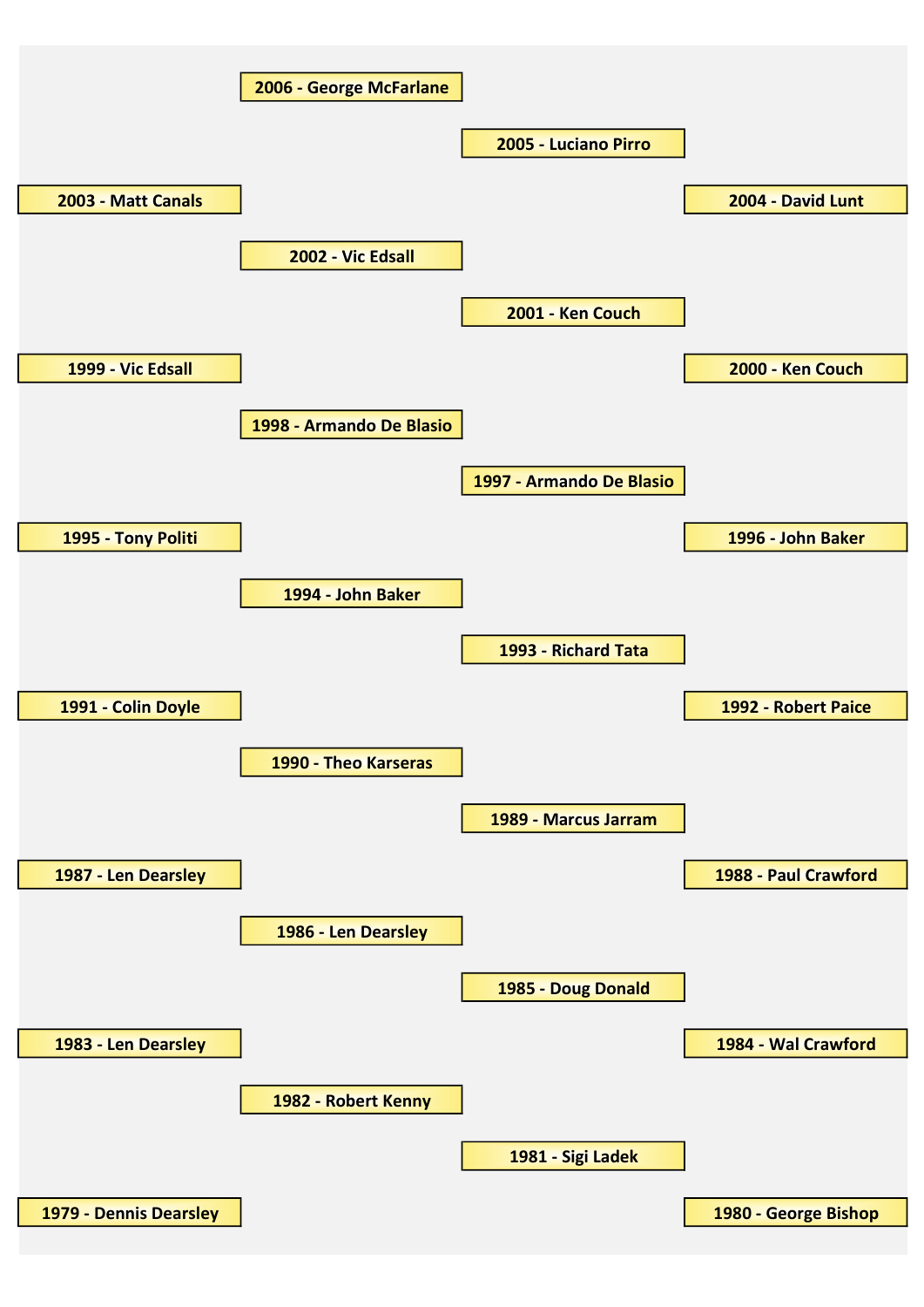2006 - George McFarlane

2005 - Luciano Pirro

2004 - David Lunt

2003 - Matt Canals

2002 - Vic Edsall

2001 - Ken Couch

2000 - Ken Couch

1999 - Vic Edsall

1998 - Armando De Blasio

1997 - Armando De Blasio

1996 - John Baker

1995 - Tony Politi

1994 - John Baker

1993 - Richard Tata

1992 - Robert Paice

1991 - Colin Doyle

1990 - Theo Karseras

1989 - Marcus Jarram

1988 - Paul Crawford

1987 - Len Dearsley

1986 - Len Dearsley

1985 - Doug Donald

1984 - Wal Crawford

1983 - Len Dearsley

1982 - Robert Kenny

1981 - Sigi Ladek

1980 - George Bishop

1979 - Dennis Dearsley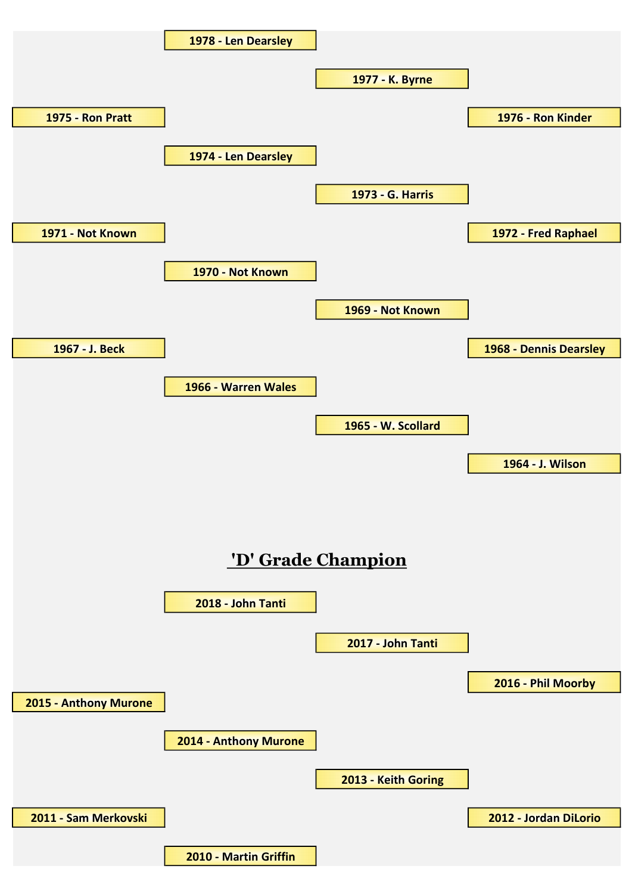1978 - Len Dearsley

1977 - K. Byrne

1975 - Ron Pratt

1976 - Ron Kinder

1974 - Len Dearsley

1973 - G. Harris

1971 - Not Known

1972 - Fred Raphael

1970 - Not Known

1969 - Not Known

1967 - J. Beck

1968 - Dennis Dearsley

1966 - Warren Wales

1965 - W. Scollard

1964 - J. Wilson

## 'D' Grade Champion

2018 - John Tanti

2017 - John Tanti

2016 - Phil Moorby

2015 - Anthony Murone

2014 - Anthony Murone

2013 - Keith Goring

2011 - Sam Merkovski

2012 - Jordan DiLorio

2010 - Martin Griffin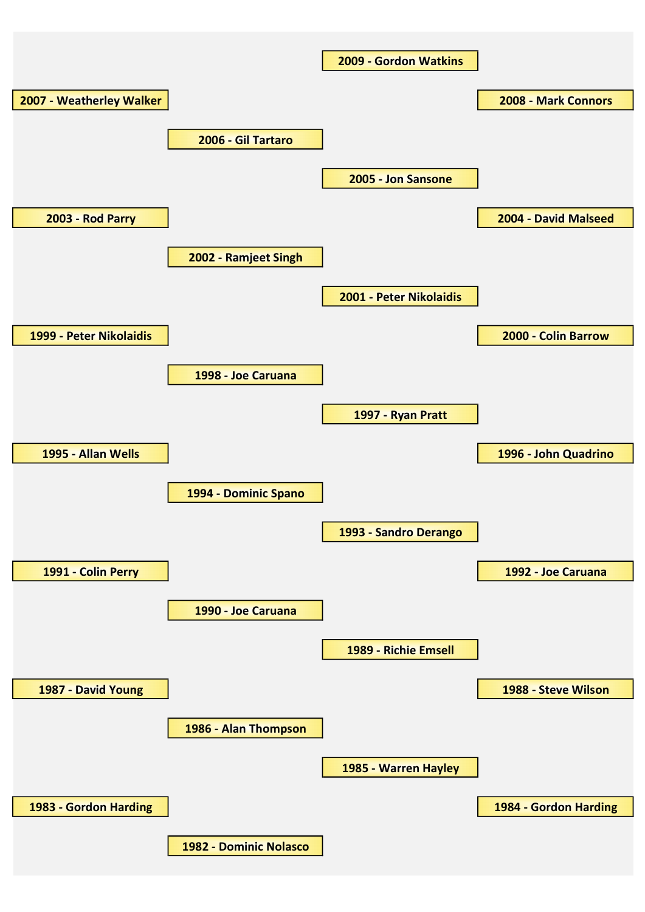2009 - Gordon Watkins

2007 - Weatherley Walker

2008 - Mark Connors

2006 - Gil Tartaro

2005 - Jon Sansone

2003 - Rod Parry

2004 - David Malseed

2002 - Ramjeet Singh

2001 - Peter Nikolaidis

1999 - Peter Nikolaidis

2000 - Colin Barrow

1998 - Joe Caruana

1997 - Ryan Pratt

1995 - Allan Wells

1996 - John Quadrino

1994 - Dominic Spano

1993 - Sandro Derango

1991 - Colin Perry

1992 - Joe Caruana

1990 - Joe Caruana

1989 - Richie Emsell

1987 - David Young

1988 - Steve Wilson

1986 - Alan Thompson

1985 - Warren Hayley

1983 - Gordon Harding

1984 - Gordon Harding

1982 - Dominic Nolasco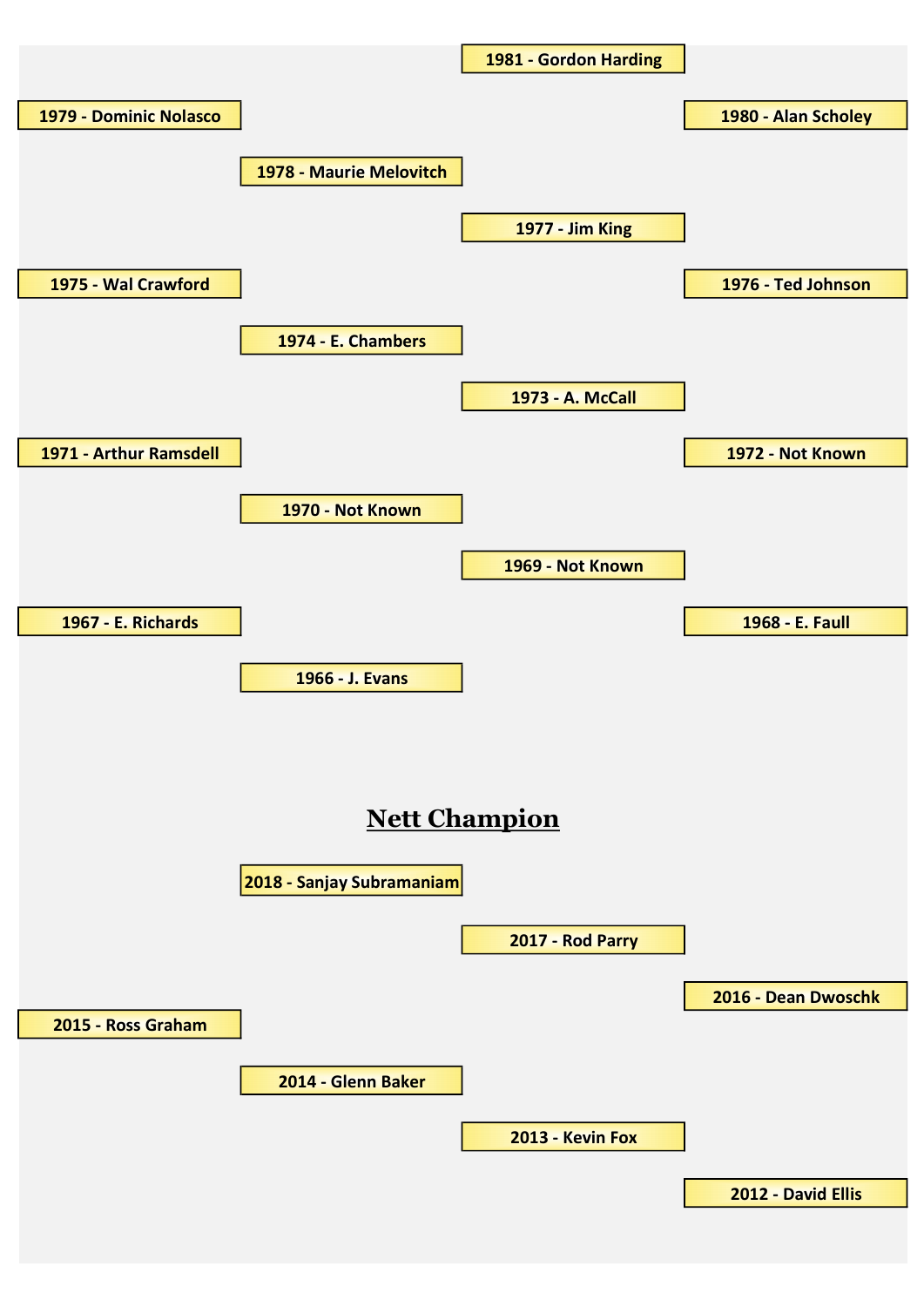1981 - Gordon Harding

1979 - Dominic Nolasco

1980 - Alan Scholey

1978 - Maurie Melovitch

1977 - Jim King

1975 - Wal Crawford

1976 - Ted Johnson

1974 - E. Chambers

1973 - A. McCall

1971 - Arthur Ramsdell

1972 - Not Known

1970 - Not Known

1969 - Not Known

1967 - E. Richards

1968 - E. Faull

1966 - J. Evans

## Nett Champion

2018 - Sanjay Subramaniam

2017 - Rod Parry

2016 - Dean Dwoschk

2015 - Ross Graham

2014 - Glenn Baker

2013 - Kevin Fox

2012 - David Ellis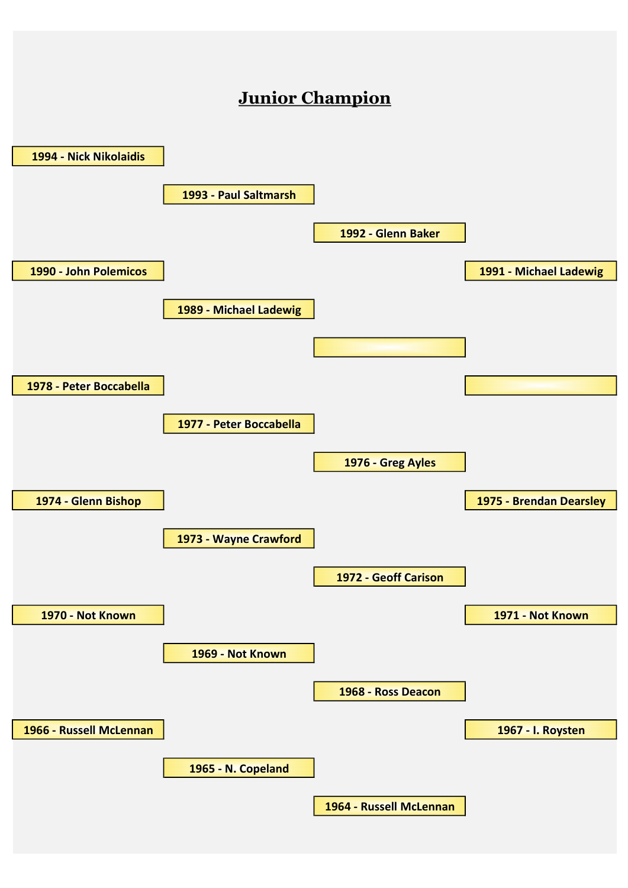# Junior Champion

- 1994 - Nick Nikolaidis
- 1993 - Paul Saltmarsh
- 1992 - Glenn Baker
- 1991 - Michael Ladewig
- 1990 - John Polemicos
- 1989 - Michael Ladewig
- 1978 - Peter Boccabella
- 1977 - Peter Boccabella
- 1976 - Greg Ayles
- 1975 - Brendan Dearsley
- 1974 - Glenn Bishop
- 1973 - Wayne Crawford
- 1972 - Geoff Carison
- 1971 - Not Known
- 1970 - Not Known
- 1969 - Not Known
- 1968 - Ross Deacon
- 1967 - I. Roysten
- 1966 - Russell McLennan
- 1965 - N. Copeland
- 1964 - Russell McLennan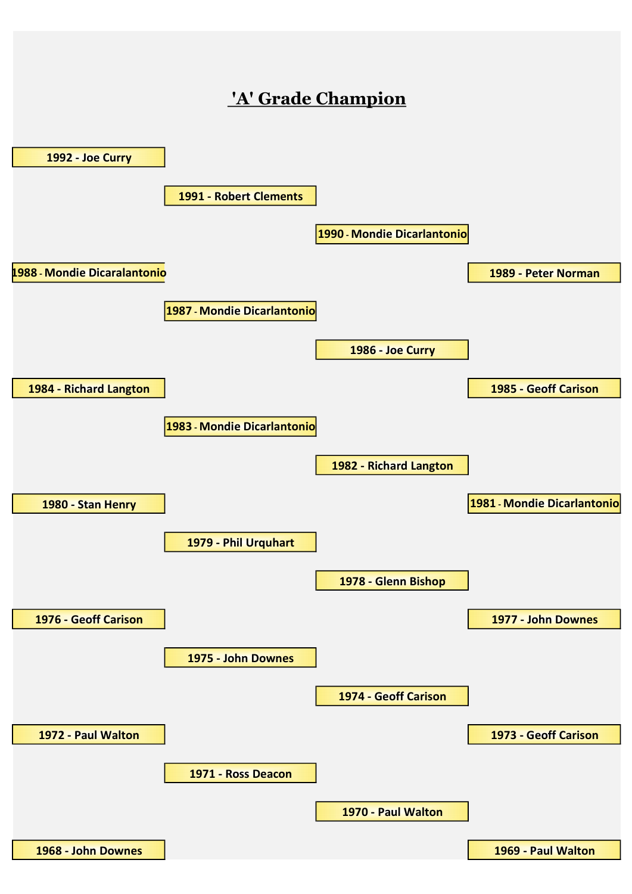# 'A' Grade Champion

1992 - Joe Curry

1991 - Robert Clements

1990 - Mondie Dicarlantonio

1989 - Peter Norman

1988 - Mondie Dicaralantonio

1987 - Mondie Dicarlantonio

1986 - Joe Curry

1985 - Geoff Carison

1984 - Richard Langton

1983 - Mondie Dicarlantonio

1982 - Richard Langton

1981 - Mondie Dicarlantonio

1980 - Stan Henry

1979 - Phil Urquhart

1978 - Glenn Bishop

1977 - John Downes

1976 - Geoff Carison

1975 - John Downes

1974 - Geoff Carison

1973 - Geoff Carison

1972 - Paul Walton

1971 - Ross Deacon

1970 - Paul Walton

1969 - Paul Walton

1968 - John Downes